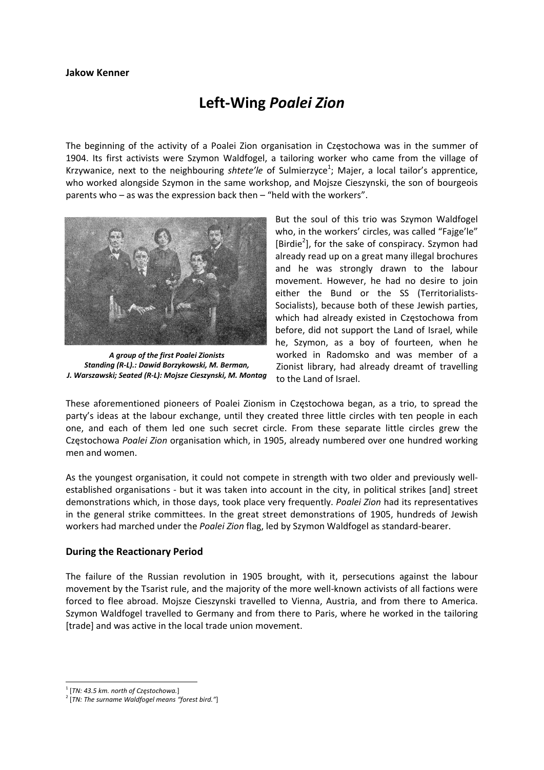**Jakow Kenner**

# Left-Wing *Poalei Zion*

The beginning of the activity of a Poalei Zion organisation in Częstochowa was in the summer of 1904. Its first activists were Szymon Waldfogel, a tailoring worker who came from the village of Krzywanice, next to the neighbouring *shtete'le* of Sulmierzyce[1]; Majer, a local tailor's apprentice, who worked alongside Szymon in the same workshop, and Mojsze Cieszynski, the son of bourgeois parents who – as was the expression back then – "held with the workers".

***A group of the first Poalei Zionists***
***Standing (R-L).: Dawid Borzykowski, M. Berman, J. Warszawski; Seated (R-L): Mojsze Cieszynski, M. Montag***

But the soul of this trio was Szymon Waldfogel who, in the workers' circles, was called "Fajge'le" [Birdie[2]], for the sake of conspiracy. Szymon had already read up on a great many illegal brochures and he was strongly drawn to the labour movement. However, he had no desire to join either the Bund or the SS (Territorialists-Socialists), because both of these Jewish parties, which had already existed in Częstochowa from before, did not support the Land of Israel, while he, Szymon, as a boy of fourteen, when he worked in Radomsko and was member of a Zionist library, had already dreamt of travelling to the Land of Israel.

These aforementioned pioneers of Poalei Zionism in Częstochowa began, as a trio, to spread the party's ideas at the labour exchange, until they created three little circles with ten people in each one, and each of them led one such secret circle. From these separate little circles grew the Częstochowa *Poalei Zion* organisation which, in 1905, already numbered over one hundred working men and women.

As the youngest organisation, it could not compete in strength with two older and previously well-established organisations - but it was taken into account in the city, in political strikes [and] street demonstrations which, in those days, took place very frequently. *Poalei Zion* had its representatives in the general strike committees. In the great street demonstrations of 1905, hundreds of Jewish workers had marched under the *Poalei Zion* flag, led by Szymon Waldfogel as standard-bearer.

## During the Reactionary Period

The failure of the Russian revolution in 1905 brought, with it, persecutions against the labour movement by the Tsarist rule, and the majority of the more well-known activists of all factions were forced to flee abroad. Mojsze Cieszynski travelled to Vienna, Austria, and from there to America. Szymon Waldfogel travelled to Germany and from there to Paris, where he worked in the tailoring [trade] and was active in the local trade union movement.

---

[1] [*TN: 43.5 km. north of Częstochowa.*]
[2] [*TN: The surname Waldfogel means "forest bird."*]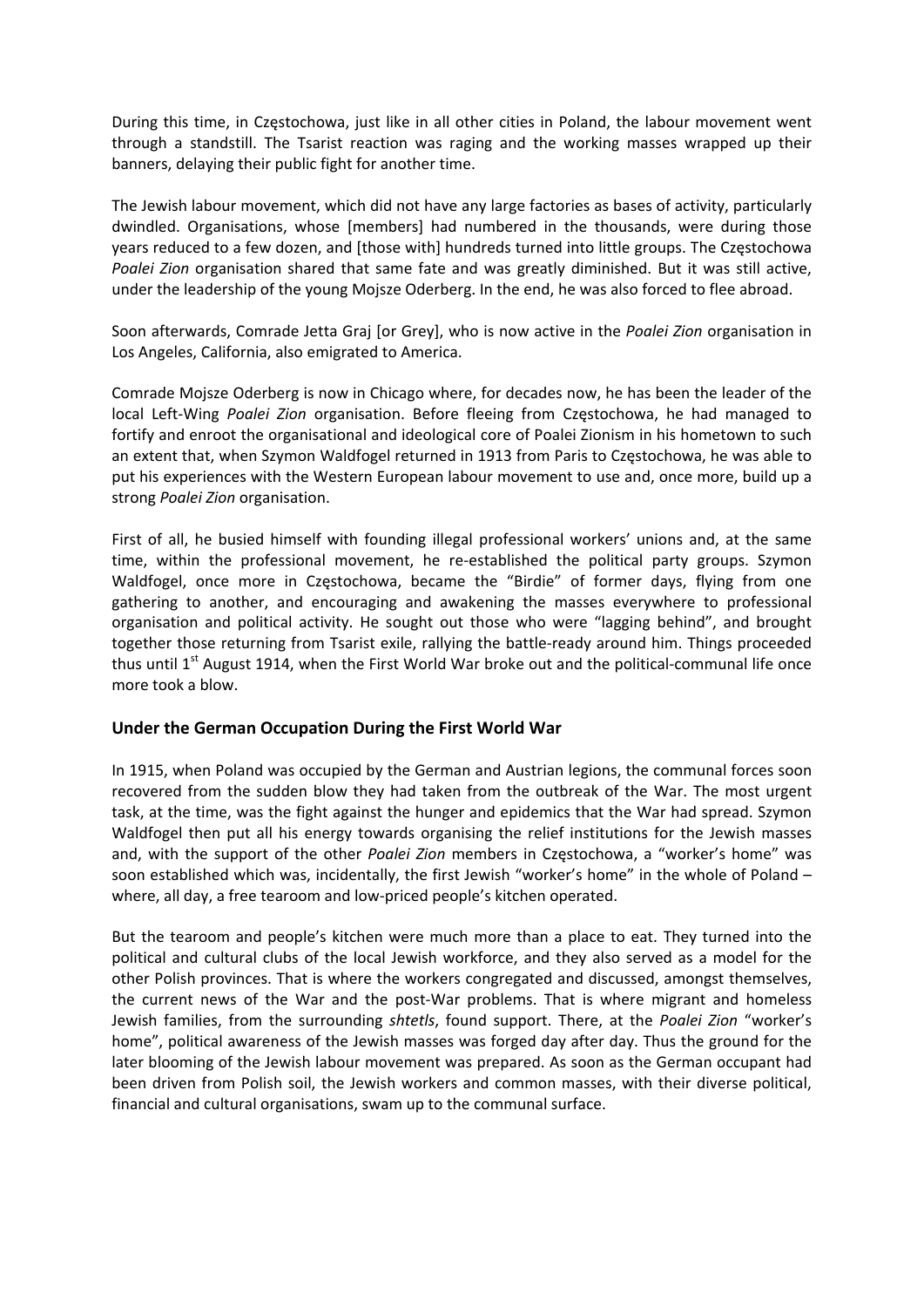During this time, in Częstochowa, just like in all other cities in Poland, the labour movement went through a standstill. The Tsarist reaction was raging and the working masses wrapped up their banners, delaying their public fight for another time.

The Jewish labour movement, which did not have any large factories as bases of activity, particularly dwindled. Organisations, whose [members] had numbered in the thousands, were during those years reduced to a few dozen, and [those with] hundreds turned into little groups. The Częstochowa *Poalei Zion* organisation shared that same fate and was greatly diminished. But it was still active, under the leadership of the young Mojsze Oderberg. In the end, he was also forced to flee abroad.

Soon afterwards, Comrade Jetta Graj [or Grey], who is now active in the *Poalei Zion* organisation in Los Angeles, California, also emigrated to America.

Comrade Mojsze Oderberg is now in Chicago where, for decades now, he has been the leader of the local Left-Wing *Poalei Zion* organisation. Before fleeing from Częstochowa, he had managed to fortify and enroot the organisational and ideological core of Poalei Zionism in his hometown to such an extent that, when Szymon Waldfogel returned in 1913 from Paris to Częstochowa, he was able to put his experiences with the Western European labour movement to use and, once more, build up a strong *Poalei Zion* organisation.

First of all, he busied himself with founding illegal professional workers' unions and, at the same time, within the professional movement, he re-established the political party groups. Szymon Waldfogel, once more in Częstochowa, became the "Birdie" of former days, flying from one gathering to another, and encouraging and awakening the masses everywhere to professional organisation and political activity. He sought out those who were "lagging behind", and brought together those returning from Tsarist exile, rallying the battle-ready around him. Things proceeded thus until 1st August 1914, when the First World War broke out and the political-communal life once more took a blow.

### Under the German Occupation During the First World War

In 1915, when Poland was occupied by the German and Austrian legions, the communal forces soon recovered from the sudden blow they had taken from the outbreak of the War. The most urgent task, at the time, was the fight against the hunger and epidemics that the War had spread. Szymon Waldfogel then put all his energy towards organising the relief institutions for the Jewish masses and, with the support of the other *Poalei Zion* members in Częstochowa, a "worker's home" was soon established which was, incidentally, the first Jewish "worker's home" in the whole of Poland – where, all day, a free tearoom and low-priced people's kitchen operated.

But the tearoom and people's kitchen were much more than a place to eat. They turned into the political and cultural clubs of the local Jewish workforce, and they also served as a model for the other Polish provinces. That is where the workers congregated and discussed, amongst themselves, the current news of the War and the post-War problems. That is where migrant and homeless Jewish families, from the surrounding *shtetls*, found support. There, at the *Poalei Zion* "worker's home", political awareness of the Jewish masses was forged day after day. Thus the ground for the later blooming of the Jewish labour movement was prepared. As soon as the German occupant had been driven from Polish soil, the Jewish workers and common masses, with their diverse political, financial and cultural organisations, swam up to the communal surface.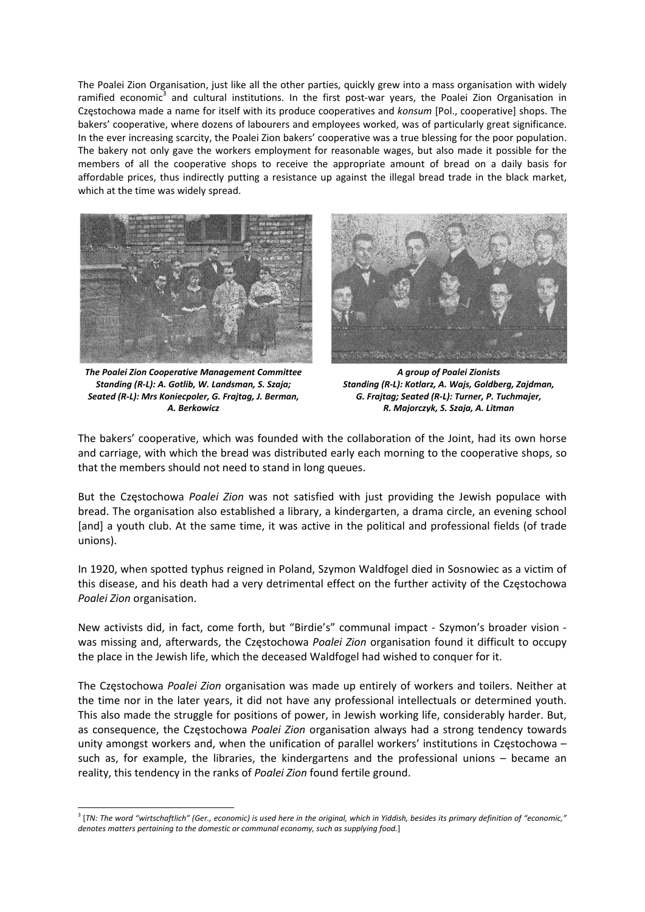The Poalei Zion Organisation, just like all the other parties, quickly grew into a mass organisation with widely ramified economic[3] and cultural institutions. In the first post-war years, the Poalei Zion Organisation in Częstochowa made a name for itself with its produce cooperatives and *konsum* [Pol., cooperative] shops. The bakers' cooperative, where dozens of labourers and employees worked, was of particularly great significance. In the ever increasing scarcity, the Poalei Zion bakers' cooperative was a true blessing for the poor population. The bakery not only gave the workers employment for reasonable wages, but also made it possible for the members of all the cooperative shops to receive the appropriate amount of bread on a daily basis for affordable prices, thus indirectly putting a resistance up against the illegal bread trade in the black market, which at the time was widely spread.

***The Poalei Zion Cooperative Management Committee***
***Standing (R-L): A. Gotlib, W. Landsman, S. Szaja;***
***Seated (R-L): Mrs Koniecpoler, G. Frajtag, J. Berman, A. Berkowicz***

***A group of Poalei Zionists***
***Standing (R-L): Kotlarz, A. Wajs, Goldberg, Zajdman, G. Frajtag; Seated (R-L): Turner, P. Tuchmajer, R. Majorczyk, S. Szaja, A. Litman***

The bakers' cooperative, which was founded with the collaboration of the Joint, had its own horse and carriage, with which the bread was distributed early each morning to the cooperative shops, so that the members should not need to stand in long queues.

But the Częstochowa *Poalei Zion* was not satisfied with just providing the Jewish populace with bread. The organisation also established a library, a kindergarten, a drama circle, an evening school [and] a youth club. At the same time, it was active in the political and professional fields (of trade unions).

In 1920, when spotted typhus reigned in Poland, Szymon Waldfogel died in Sosnowiec as a victim of this disease, and his death had a very detrimental effect on the further activity of the Częstochowa *Poalei Zion* organisation.

New activists did, in fact, come forth, but "Birdie's" communal impact - Szymon's broader vision - was missing and, afterwards, the Częstochowa *Poalei Zion* organisation found it difficult to occupy the place in the Jewish life, which the deceased Waldfogel had wished to conquer for it.

The Częstochowa *Poalei Zion* organisation was made up entirely of workers and toilers. Neither at the time nor in the later years, it did not have any professional intellectuals or determined youth. This also made the struggle for positions of power, in Jewish working life, considerably harder. But, as consequence, the Częstochowa *Poalei Zion* organisation always had a strong tendency towards unity amongst workers and, when the unification of parallel workers' institutions in Częstochowa – such as, for example, the libraries, the kindergartens and the professional unions – became an reality, this tendency in the ranks of *Poalei Zion* found fertile ground.

---

[3] [*TN: The word "wirtschaftlich" (Ger., economic) is used here in the original, which in Yiddish, besides its primary definition of "economic," denotes matters pertaining to the domestic or communal economy, such as supplying food.*]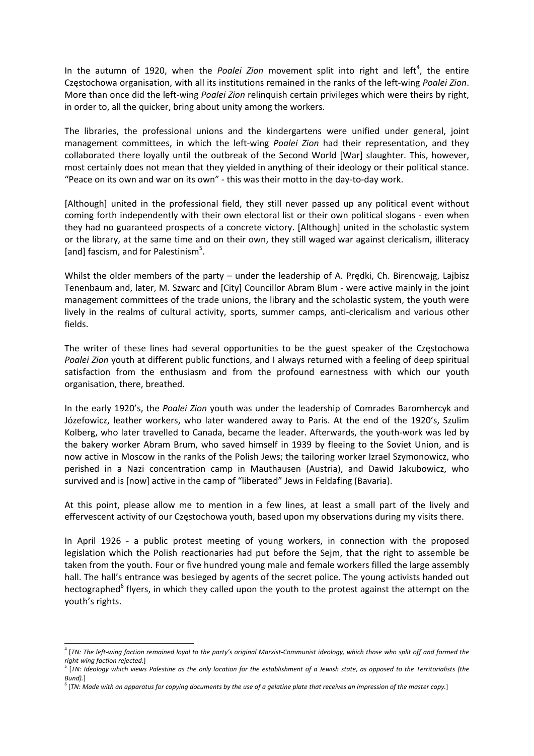In the autumn of 1920, when the *Poalei Zion* movement split into right and left[4], the entire Częstochowa organisation, with all its institutions remained in the ranks of the left-wing *Poalei Zion*. More than once did the left-wing *Poalei Zion* relinquish certain privileges which were theirs by right, in order to, all the quicker, bring about unity among the workers.

The libraries, the professional unions and the kindergartens were unified under general, joint management committees, in which the left-wing *Poalei Zion* had their representation, and they collaborated there loyally until the outbreak of the Second World [War] slaughter. This, however, most certainly does not mean that they yielded in anything of their ideology or their political stance. "Peace on its own and war on its own" - this was their motto in the day-to-day work.

[Although] united in the professional field, they still never passed up any political event without coming forth independently with their own electoral list or their own political slogans - even when they had no guaranteed prospects of a concrete victory. [Although] united in the scholastic system or the library, at the same time and on their own, they still waged war against clericalism, illiteracy [and] fascism, and for Palestinism[5].

Whilst the older members of the party – under the leadership of A. Prędki, Ch. Birencwajg, Lajbisz Tenenbaum and, later, M. Szwarc and [City] Councillor Abram Blum - were active mainly in the joint management committees of the trade unions, the library and the scholastic system, the youth were lively in the realms of cultural activity, sports, summer camps, anti-clericalism and various other fields.

The writer of these lines had several opportunities to be the guest speaker of the Częstochowa *Poalei Zion* youth at different public functions, and I always returned with a feeling of deep spiritual satisfaction from the enthusiasm and from the profound earnestness with which our youth organisation, there, breathed.

In the early 1920's, the *Poalei Zion* youth was under the leadership of Comrades Baromhercyk and Józefowicz, leather workers, who later wandered away to Paris. At the end of the 1920's, Szulim Kolberg, who later travelled to Canada, became the leader. Afterwards, the youth-work was led by the bakery worker Abram Brum, who saved himself in 1939 by fleeing to the Soviet Union, and is now active in Moscow in the ranks of the Polish Jews; the tailoring worker Izrael Szymonowicz, who perished in a Nazi concentration camp in Mauthausen (Austria), and Dawid Jakubowicz, who survived and is [now] active in the camp of "liberated" Jews in Feldafing (Bavaria).

At this point, please allow me to mention in a few lines, at least a small part of the lively and effervescent activity of our Częstochowa youth, based upon my observations during my visits there.

In April 1926 - a public protest meeting of young workers, in connection with the proposed legislation which the Polish reactionaries had put before the Sejm, that the right to assemble be taken from the youth. Four or five hundred young male and female workers filled the large assembly hall. The hall's entrance was besieged by agents of the secret police. The young activists handed out hectographed[6] flyers, in which they called upon the youth to the protest against the attempt on the youth's rights.

---

[4] [*TN: The left-wing faction remained loyal to the party's original Marxist-Communist ideology, which those who split off and formed the right-wing faction rejected.*]

[5] [*TN: Ideology which views Palestine as the only location for the establishment of a Jewish state, as opposed to the Territorialists (the Bund).*]

[6] [*TN: Made with an apparatus for copying documents by the use of a gelatine plate that receives an impression of the master copy.*]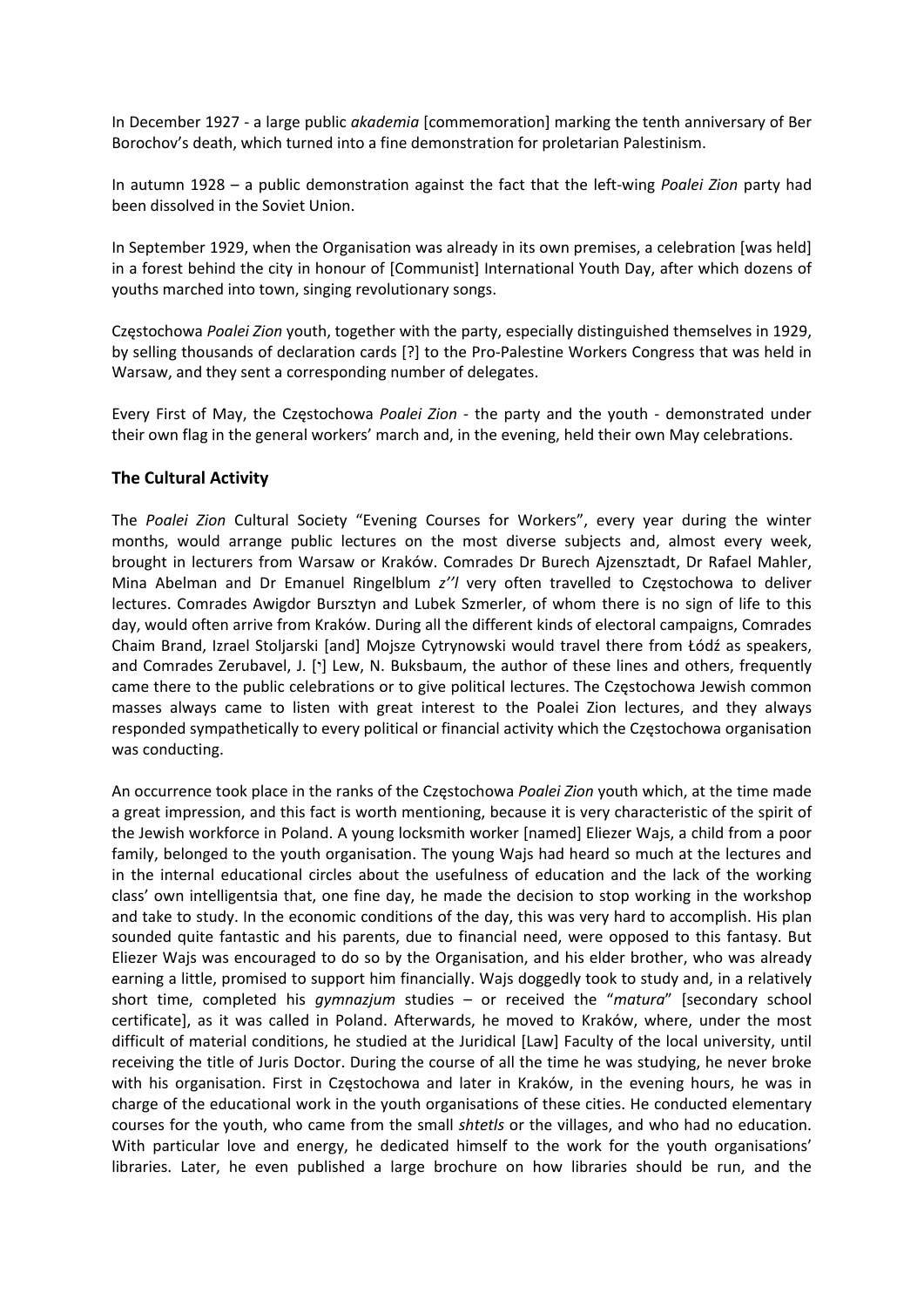In December 1927 - a large public *akademia* [commemoration] marking the tenth anniversary of Ber Borochov's death, which turned into a fine demonstration for proletarian Palestinism.

In autumn 1928 – a public demonstration against the fact that the left-wing *Poalei Zion* party had been dissolved in the Soviet Union.

In September 1929, when the Organisation was already in its own premises, a celebration [was held] in a forest behind the city in honour of [Communist] International Youth Day, after which dozens of youths marched into town, singing revolutionary songs.

Częstochowa *Poalei Zion* youth, together with the party, especially distinguished themselves in 1929, by selling thousands of declaration cards [?] to the Pro-Palestine Workers Congress that was held in Warsaw, and they sent a corresponding number of delegates.

Every First of May, the Częstochowa *Poalei Zion* - the party and the youth - demonstrated under their own flag in the general workers' march and, in the evening, held their own May celebrations.

## The Cultural Activity

The *Poalei Zion* Cultural Society "Evening Courses for Workers", every year during the winter months, would arrange public lectures on the most diverse subjects and, almost every week, brought in lecturers from Warsaw or Kraków. Comrades Dr Burech Ajzensztadt, Dr Rafael Mahler, Mina Abelman and Dr Emanuel Ringelblum *z''l* very often travelled to Częstochowa to deliver lectures. Comrades Awigdor Bursztyn and Lubek Szmerler, of whom there is no sign of life to this day, would often arrive from Kraków. During all the different kinds of electoral campaigns, Comrades Chaim Brand, Izrael Stoljarski [and] Mojsze Cytrynowski would travel there from Łódź as speakers, and Comrades Zerubavel, J. [׳] Lew, N. Buksbaum, the author of these lines and others, frequently came there to the public celebrations or to give political lectures. The Częstochowa Jewish common masses always came to listen with great interest to the Poalei Zion lectures, and they always responded sympathetically to every political or financial activity which the Częstochowa organisation was conducting.

An occurrence took place in the ranks of the Częstochowa *Poalei Zion* youth which, at the time made a great impression, and this fact is worth mentioning, because it is very characteristic of the spirit of the Jewish workforce in Poland. A young locksmith worker [named] Eliezer Wajs, a child from a poor family, belonged to the youth organisation. The young Wajs had heard so much at the lectures and in the internal educational circles about the usefulness of education and the lack of the working class' own intelligentsia that, one fine day, he made the decision to stop working in the workshop and take to study. In the economic conditions of the day, this was very hard to accomplish. His plan sounded quite fantastic and his parents, due to financial need, were opposed to this fantasy. But Eliezer Wajs was encouraged to do so by the Organisation, and his elder brother, who was already earning a little, promised to support him financially. Wajs doggedly took to study and, in a relatively short time, completed his *gymnazjum* studies – or received the "*matura*" [secondary school certificate], as it was called in Poland. Afterwards, he moved to Kraków, where, under the most difficult of material conditions, he studied at the Juridical [Law] Faculty of the local university, until receiving the title of Juris Doctor. During the course of all the time he was studying, he never broke with his organisation. First in Częstochowa and later in Kraków, in the evening hours, he was in charge of the educational work in the youth organisations of these cities. He conducted elementary courses for the youth, who came from the small *shtetls* or the villages, and who had no education. With particular love and energy, he dedicated himself to the work for the youth organisations' libraries. Later, he even published a large brochure on how libraries should be run, and the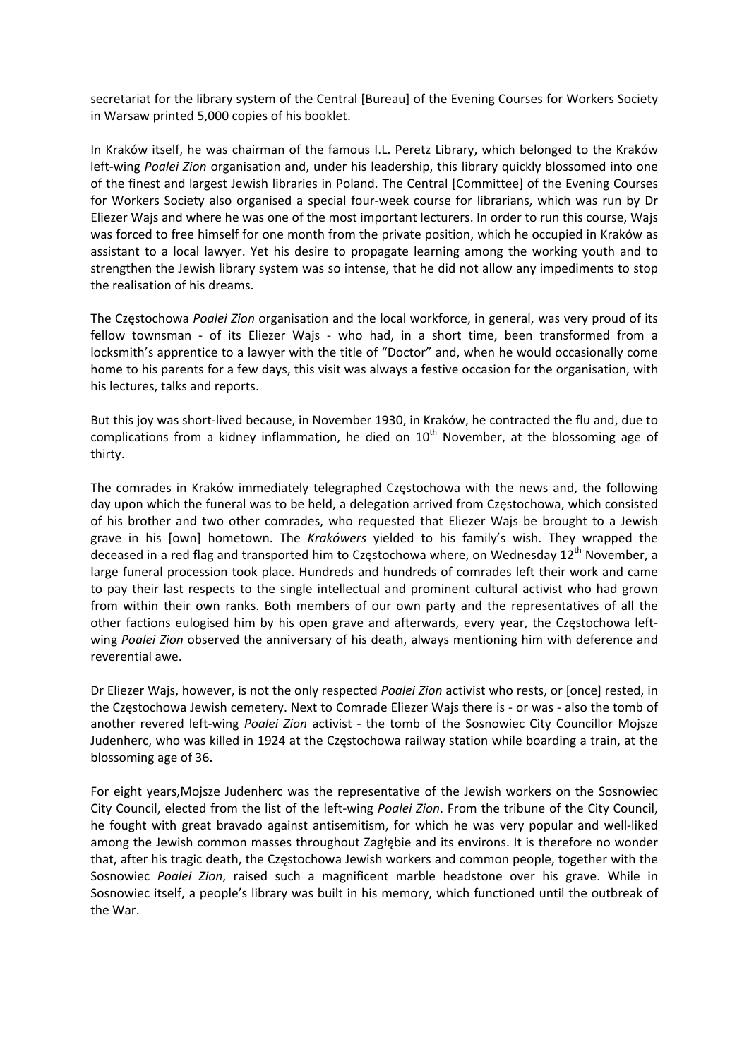secretariat for the library system of the Central [Bureau] of the Evening Courses for Workers Society in Warsaw printed 5,000 copies of his booklet.

In Kraków itself, he was chairman of the famous I.L. Peretz Library, which belonged to the Kraków left-wing *Poalei Zion* organisation and, under his leadership, this library quickly blossomed into one of the finest and largest Jewish libraries in Poland. The Central [Committee] of the Evening Courses for Workers Society also organised a special four-week course for librarians, which was run by Dr Eliezer Wajs and where he was one of the most important lecturers. In order to run this course, Wajs was forced to free himself for one month from the private position, which he occupied in Kraków as assistant to a local lawyer. Yet his desire to propagate learning among the working youth and to strengthen the Jewish library system was so intense, that he did not allow any impediments to stop the realisation of his dreams.

The Częstochowa *Poalei Zion* organisation and the local workforce, in general, was very proud of its fellow townsman - of its Eliezer Wajs - who had, in a short time, been transformed from a locksmith's apprentice to a lawyer with the title of "Doctor" and, when he would occasionally come home to his parents for a few days, this visit was always a festive occasion for the organisation, with his lectures, talks and reports.

But this joy was short-lived because, in November 1930, in Kraków, he contracted the flu and, due to complications from a kidney inflammation, he died on 10th November, at the blossoming age of thirty.

The comrades in Kraków immediately telegraphed Częstochowa with the news and, the following day upon which the funeral was to be held, a delegation arrived from Częstochowa, which consisted of his brother and two other comrades, who requested that Eliezer Wajs be brought to a Jewish grave in his [own] hometown. The *Krakówers* yielded to his family's wish. They wrapped the deceased in a red flag and transported him to Częstochowa where, on Wednesday 12th November, a large funeral procession took place. Hundreds and hundreds of comrades left their work and came to pay their last respects to the single intellectual and prominent cultural activist who had grown from within their own ranks. Both members of our own party and the representatives of all the other factions eulogised him by his open grave and afterwards, every year, the Częstochowa left-wing *Poalei Zion* observed the anniversary of his death, always mentioning him with deference and reverential awe.

Dr Eliezer Wajs, however, is not the only respected *Poalei Zion* activist who rests, or [once] rested, in the Częstochowa Jewish cemetery. Next to Comrade Eliezer Wajs there is - or was - also the tomb of another revered left-wing *Poalei Zion* activist - the tomb of the Sosnowiec City Councillor Mojsze Judenherc, who was killed in 1924 at the Częstochowa railway station while boarding a train, at the blossoming age of 36.

For eight years,Mojsze Judenherc was the representative of the Jewish workers on the Sosnowiec City Council, elected from the list of the left-wing *Poalei Zion*. From the tribune of the City Council, he fought with great bravado against antisemitism, for which he was very popular and well-liked among the Jewish common masses throughout Zagłębie and its environs. It is therefore no wonder that, after his tragic death, the Częstochowa Jewish workers and common people, together with the Sosnowiec *Poalei Zion*, raised such a magnificent marble headstone over his grave. While in Sosnowiec itself, a people's library was built in his memory, which functioned until the outbreak of the War.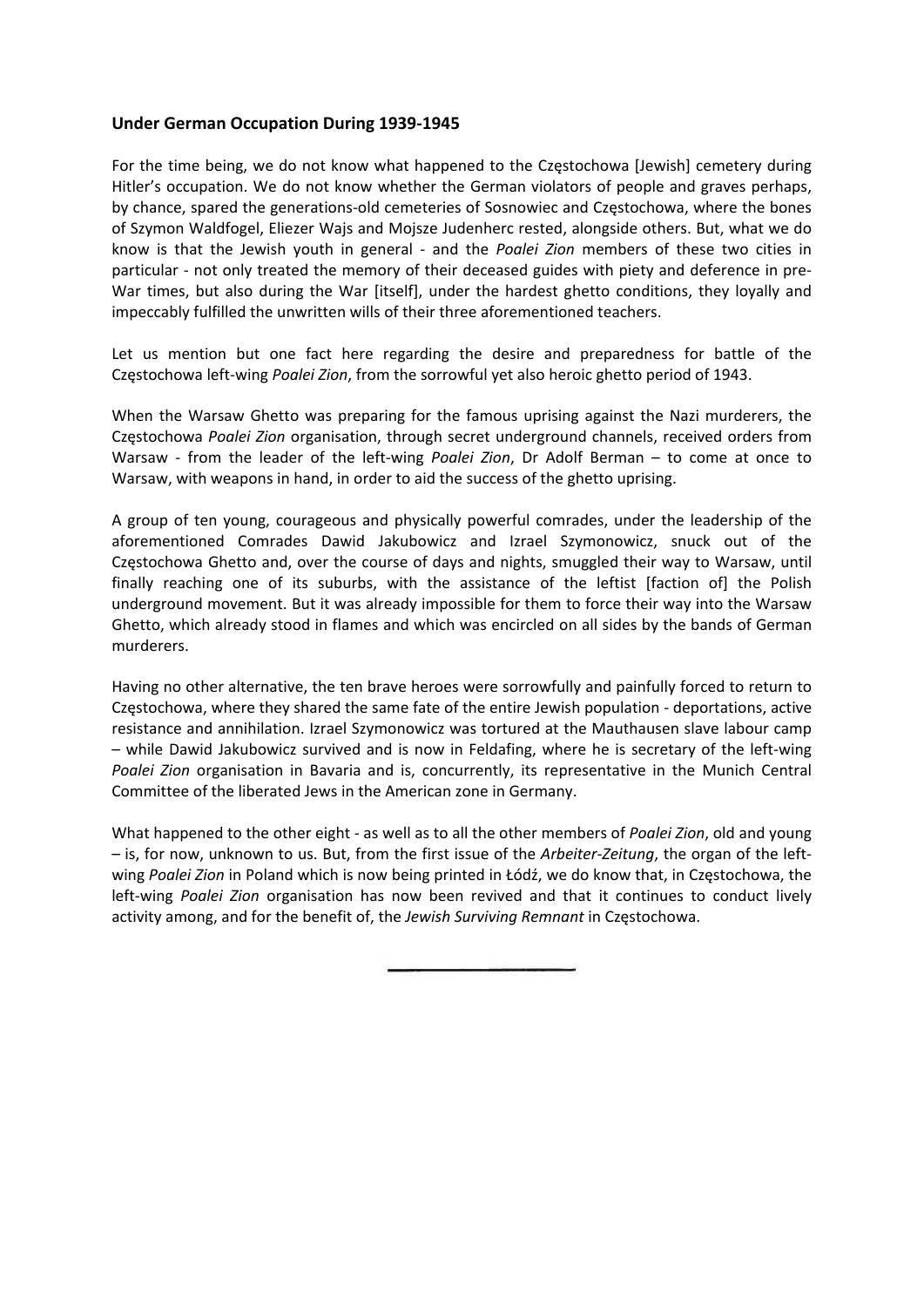**Under German Occupation During 1939-1945**

For the time being, we do not know what happened to the Częstochowa [Jewish] cemetery during Hitler's occupation. We do not know whether the German violators of people and graves perhaps, by chance, spared the generations-old cemeteries of Sosnowiec and Częstochowa, where the bones of Szymon Waldfogel, Eliezer Wajs and Mojsze Judenherc rested, alongside others. But, what we do know is that the Jewish youth in general - and the *Poalei Zion* members of these two cities in particular - not only treated the memory of their deceased guides with piety and deference in pre-War times, but also during the War [itself], under the hardest ghetto conditions, they loyally and impeccably fulfilled the unwritten wills of their three aforementioned teachers.

Let us mention but one fact here regarding the desire and preparedness for battle of the Częstochowa left-wing *Poalei Zion*, from the sorrowful yet also heroic ghetto period of 1943.

When the Warsaw Ghetto was preparing for the famous uprising against the Nazi murderers, the Częstochowa *Poalei Zion* organisation, through secret underground channels, received orders from Warsaw - from the leader of the left-wing *Poalei Zion*, Dr Adolf Berman – to come at once to Warsaw, with weapons in hand, in order to aid the success of the ghetto uprising.

A group of ten young, courageous and physically powerful comrades, under the leadership of the aforementioned Comrades Dawid Jakubowicz and Izrael Szymonowicz, snuck out of the Częstochowa Ghetto and, over the course of days and nights, smuggled their way to Warsaw, until finally reaching one of its suburbs, with the assistance of the leftist [faction of] the Polish underground movement. But it was already impossible for them to force their way into the Warsaw Ghetto, which already stood in flames and which was encircled on all sides by the bands of German murderers.

Having no other alternative, the ten brave heroes were sorrowfully and painfully forced to return to Częstochowa, where they shared the same fate of the entire Jewish population - deportations, active resistance and annihilation. Izrael Szymonowicz was tortured at the Mauthausen slave labour camp – while Dawid Jakubowicz survived and is now in Feldafing, where he is secretary of the left-wing *Poalei Zion* organisation in Bavaria and is, concurrently, its representative in the Munich Central Committee of the liberated Jews in the American zone in Germany.

What happened to the other eight - as well as to all the other members of *Poalei Zion*, old and young – is, for now, unknown to us. But, from the first issue of the *Arbeiter-Zeitung*, the organ of the left-wing *Poalei Zion* in Poland which is now being printed in Łódź, we do know that, in Częstochowa, the left-wing *Poalei Zion* organisation has now been revived and that it continues to conduct lively activity among, and for the benefit of, the *Jewish Surviving Remnant* in Częstochowa.